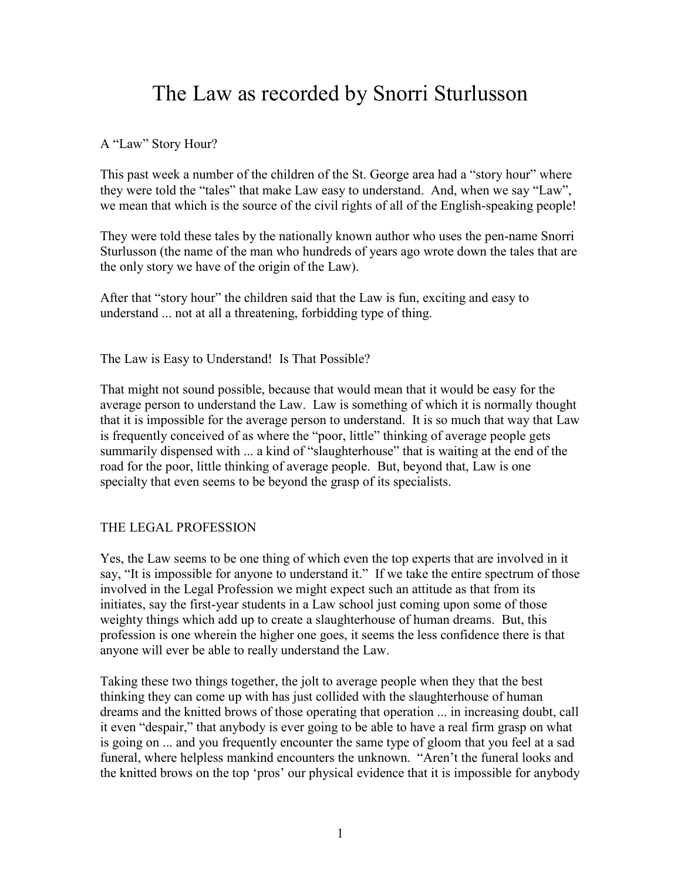# The Law as recorded by Snorri Sturlusson

A “Law” Story Hour?

This past week a number of the children of the St. George area had a “story hour” where they were told the “tales” that make Law easy to understand. And, when we say “Law”, we mean that which is the source of the civil rights of all of the English-speaking people!

They were told these tales by the nationally known author who uses the pen-name Snorri Sturlusson (the name of the man who hundreds of years ago wrote down the tales that are the only story we have of the origin of the Law).

After that “story hour” the children said that the Law is fun, exciting and easy to understand ... not at all a threatening, forbidding type of thing.

The Law is Easy to Understand! Is That Possible?

That might not sound possible, because that would mean that it would be easy for the average person to understand the Law. Law is something of which it is normally thought that it is impossible for the average person to understand. It is so much that way that Law is frequently conceived of as where the “poor, little” thinking of average people gets summarily dispensed with ... a kind of “slaughterhouse” that is waiting at the end of the road for the poor, little thinking of average people. But, beyond that, Law is one specialty that even seems to be beyond the grasp of its specialists.

THE LEGAL PROFESSION

Yes, the Law seems to be one thing of which even the top experts that are involved in it say, “It is impossible for anyone to understand it.” If we take the entire spectrum of those involved in the Legal Profession we might expect such an attitude as that from its initiates, say the first-year students in a Law school just coming upon some of those weighty things which add up to create a slaughterhouse of human dreams. But, this profession is one wherein the higher one goes, it seems the less confidence there is that anyone will ever be able to really understand the Law.

Taking these two things together, the jolt to average people when they that the best thinking they can come up with has just collided with the slaughterhouse of human dreams and the knitted brows of those operating that operation ... in increasing doubt, call it even “despair,” that anybody is ever going to be able to have a real firm grasp on what is going on ... and you frequently encounter the same type of gloom that you feel at a sad funeral, where helpless mankind encounters the unknown. “Aren’t the funeral looks and the knitted brows on the top ‘pros’ our physical evidence that it is impossible for anybody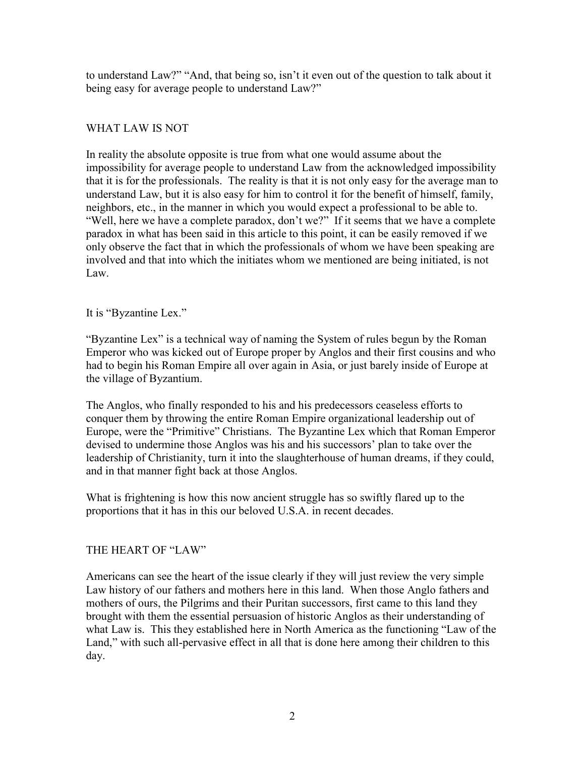to understand Law?" "And, that being so, isn't it even out of the question to talk about it being easy for average people to understand Law?"

## WHAT LAW IS NOT

In reality the absolute opposite is true from what one would assume about the impossibility for average people to understand Law from the acknowledged impossibility that it is for the professionals. The reality is that it is not only easy for the average man to understand Law, but it is also easy for him to control it for the benefit of himself, family, neighbors, etc., in the manner in which you would expect a professional to be able to. "Well, here we have a complete paradox, don't we?" If it seems that we have a complete paradox in what has been said in this article to this point, it can be easily removed if we only observe the fact that in which the professionals of whom we have been speaking are involved and that into which the initiates whom we mentioned are being initiated, is not Law.

It is "Byzantine Lex."

"Byzantine Lex" is a technical way of naming the System of rules begun by the Roman Emperor who was kicked out of Europe proper by Anglos and their first cousins and who had to begin his Roman Empire all over again in Asia, or just barely inside of Europe at the village of Byzantium.

The Anglos, who finally responded to his and his predecessors ceaseless efforts to conquer them by throwing the entire Roman Empire organizational leadership out of Europe, were the "Primitive" Christians. The Byzantine Lex which that Roman Emperor devised to undermine those Anglos was his and his successors' plan to take over the leadership of Christianity, turn it into the slaughterhouse of human dreams, if they could, and in that manner fight back at those Anglos.

What is frightening is how this now ancient struggle has so swiftly flared up to the proportions that it has in this our beloved U.S.A. in recent decades.

## THE HEART OF "LAW"

Americans can see the heart of the issue clearly if they will just review the very simple Law history of our fathers and mothers here in this land. When those Anglo fathers and mothers of ours, the Pilgrims and their Puritan successors, first came to this land they brought with them the essential persuasion of historic Anglos as their understanding of what Law is. This they established here in North America as the functioning "Law of the Land," with such all-pervasive effect in all that is done here among their children to this day.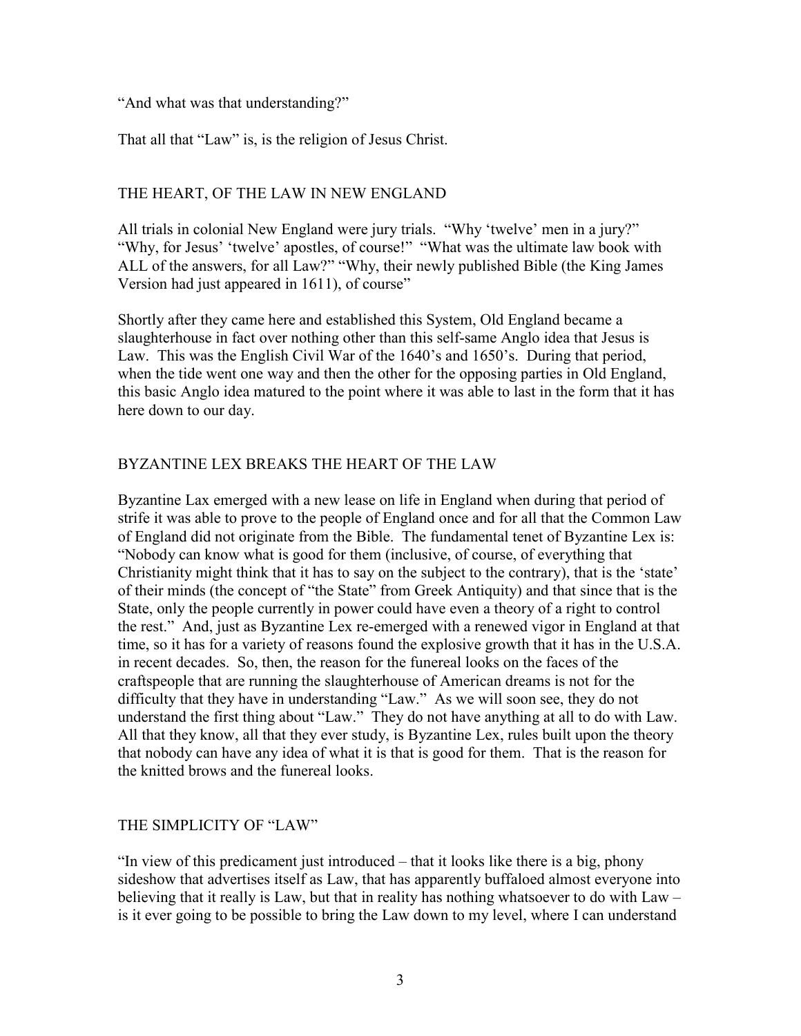"And what was that understanding?"

That all that "Law" is, is the religion of Jesus Christ.

## THE HEART, OF THE LAW IN NEW ENGLAND

All trials in colonial New England were jury trials. "Why 'twelve' men in a jury?" "Why, for Jesus' 'twelve' apostles, of course!" "What was the ultimate law book with ALL of the answers, for all Law?" "Why, their newly published Bible (the King James Version had just appeared in 1611), of course"

Shortly after they came here and established this System, Old England became a slaughterhouse in fact over nothing other than this self-same Anglo idea that Jesus is Law. This was the English Civil War of the 1640's and 1650's. During that period, when the tide went one way and then the other for the opposing parties in Old England, this basic Anglo idea matured to the point where it was able to last in the form that it has here down to our day.

## BYZANTINE LEX BREAKS THE HEART OF THE LAW

Byzantine Lax emerged with a new lease on life in England when during that period of strife it was able to prove to the people of England once and for all that the Common Law of England did not originate from the Bible. The fundamental tenet of Byzantine Lex is: "Nobody can know what is good for them (inclusive, of course, of everything that Christianity might think that it has to say on the subject to the contrary), that is the 'state' of their minds (the concept of "the State" from Greek Antiquity) and that since that is the State, only the people currently in power could have even a theory of a right to control the rest." And, just as Byzantine Lex re-emerged with a renewed vigor in England at that time, so it has for a variety of reasons found the explosive growth that it has in the U.S.A. in recent decades. So, then, the reason for the funereal looks on the faces of the craftspeople that are running the slaughterhouse of American dreams is not for the difficulty that they have in understanding "Law." As we will soon see, they do not understand the first thing about "Law." They do not have anything at all to do with Law. All that they know, all that they ever study, is Byzantine Lex, rules built upon the theory that nobody can have any idea of what it is that is good for them. That is the reason for the knitted brows and the funereal looks.

## THE SIMPLICITY OF "LAW"

"In view of this predicament just introduced – that it looks like there is a big, phony sideshow that advertises itself as Law, that has apparently buffaloed almost everyone into believing that it really is Law, but that in reality has nothing whatsoever to do with Law – is it ever going to be possible to bring the Law down to my level, where I can understand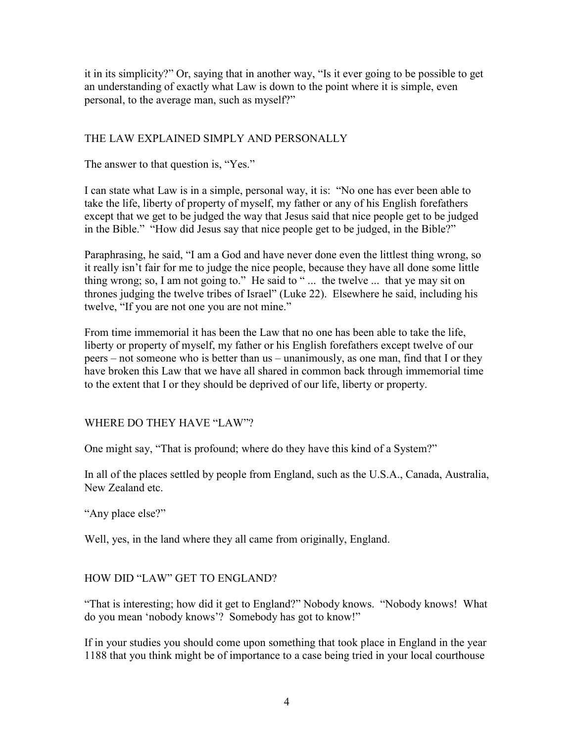it in its simplicity?" Or, saying that in another way, "Is it ever going to be possible to get an understanding of exactly what Law is down to the point where it is simple, even personal, to the average man, such as myself?"

## THE LAW EXPLAINED SIMPLY AND PERSONALLY

The answer to that question is, "Yes."

I can state what Law is in a simple, personal way, it is: "No one has ever been able to take the life, liberty of property of myself, my father or any of his English forefathers except that we get to be judged the way that Jesus said that nice people get to be judged in the Bible." "How did Jesus say that nice people get to be judged, in the Bible?"

Paraphrasing, he said, "I am a God and have never done even the littlest thing wrong, so it really isn't fair for me to judge the nice people, because they have all done some little thing wrong; so, I am not going to." He said to " ... the twelve ... that ye may sit on thrones judging the twelve tribes of Israel" (Luke 22). Elsewhere he said, including his twelve, "If you are not one you are not mine."

From time immemorial it has been the Law that no one has been able to take the life, liberty or property of myself, my father or his English forefathers except twelve of our peers – not someone who is better than us – unanimously, as one man, find that I or they have broken this Law that we have all shared in common back through immemorial time to the extent that I or they should be deprived of our life, liberty or property.

## WHERE DO THEY HAVE "LAW"?

One might say, "That is profound; where do they have this kind of a System?"

In all of the places settled by people from England, such as the U.S.A., Canada, Australia, New Zealand etc.

"Any place else?"

Well, yes, in the land where they all came from originally, England.

## HOW DID "LAW" GET TO ENGLAND?

"That is interesting; how did it get to England?" Nobody knows. "Nobody knows! What do you mean 'nobody knows'? Somebody has got to know!"

If in your studies you should come upon something that took place in England in the year 1188 that you think might be of importance to a case being tried in your local courthouse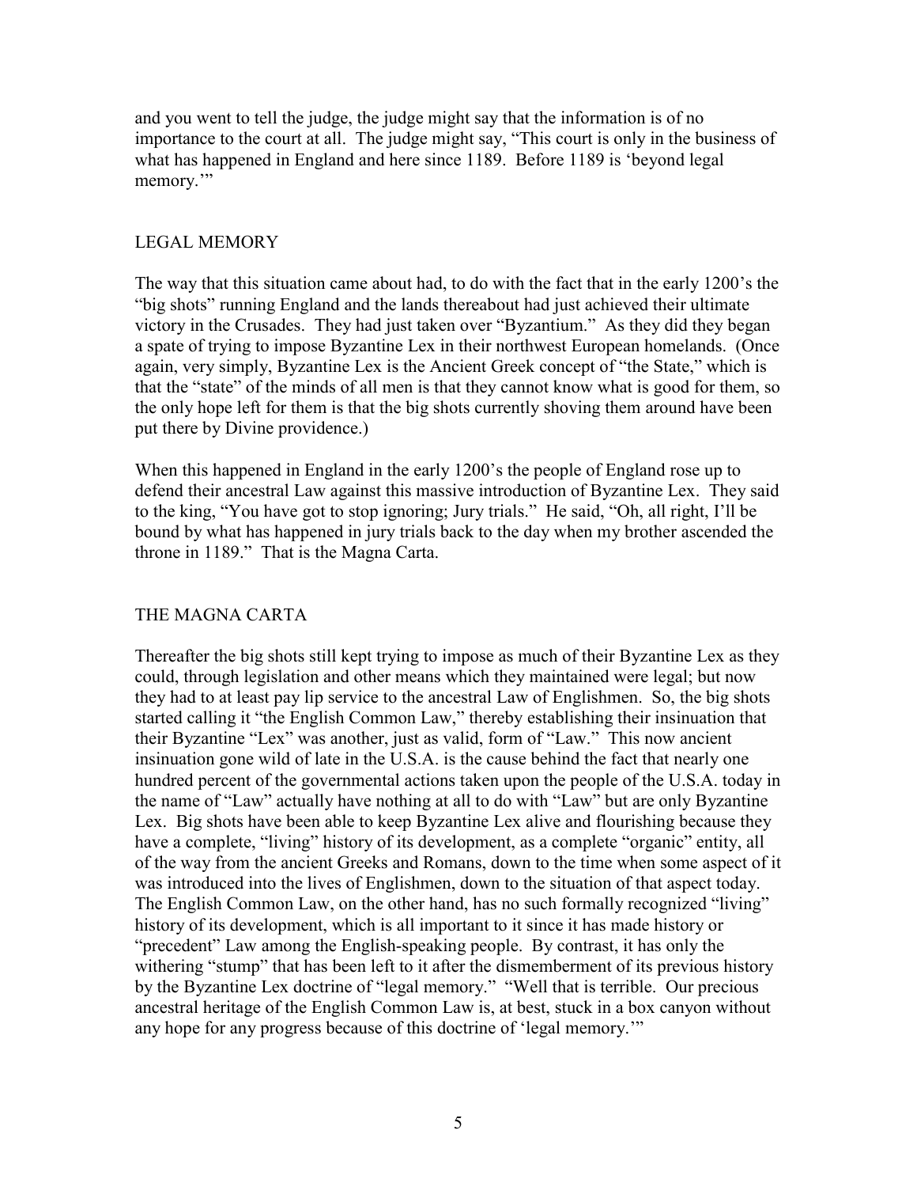and you went to tell the judge, the judge might say that the information is of no importance to the court at all. The judge might say, "This court is only in the business of what has happened in England and here since 1189. Before 1189 is 'beyond legal memory.'"

## LEGAL MEMORY

The way that this situation came about had, to do with the fact that in the early 1200's the "big shots" running England and the lands thereabout had just achieved their ultimate victory in the Crusades. They had just taken over "Byzantium." As they did they began a spate of trying to impose Byzantine Lex in their northwest European homelands. (Once again, very simply, Byzantine Lex is the Ancient Greek concept of "the State," which is that the "state" of the minds of all men is that they cannot know what is good for them, so the only hope left for them is that the big shots currently shoving them around have been put there by Divine providence.)

When this happened in England in the early 1200's the people of England rose up to defend their ancestral Law against this massive introduction of Byzantine Lex. They said to the king, "You have got to stop ignoring; Jury trials." He said, "Oh, all right, I'll be bound by what has happened in jury trials back to the day when my brother ascended the throne in 1189." That is the Magna Carta.

## THE MAGNA CARTA

Thereafter the big shots still kept trying to impose as much of their Byzantine Lex as they could, through legislation and other means which they maintained were legal; but now they had to at least pay lip service to the ancestral Law of Englishmen. So, the big shots started calling it "the English Common Law," thereby establishing their insinuation that their Byzantine "Lex" was another, just as valid, form of "Law." This now ancient insinuation gone wild of late in the U.S.A. is the cause behind the fact that nearly one hundred percent of the governmental actions taken upon the people of the U.S.A. today in the name of "Law" actually have nothing at all to do with "Law" but are only Byzantine Lex. Big shots have been able to keep Byzantine Lex alive and flourishing because they have a complete, "living" history of its development, as a complete "organic" entity, all of the way from the ancient Greeks and Romans, down to the time when some aspect of it was introduced into the lives of Englishmen, down to the situation of that aspect today. The English Common Law, on the other hand, has no such formally recognized "living" history of its development, which is all important to it since it has made history or "precedent" Law among the English-speaking people. By contrast, it has only the withering "stump" that has been left to it after the dismemberment of its previous history by the Byzantine Lex doctrine of "legal memory." "Well that is terrible. Our precious ancestral heritage of the English Common Law is, at best, stuck in a box canyon without any hope for any progress because of this doctrine of 'legal memory.'"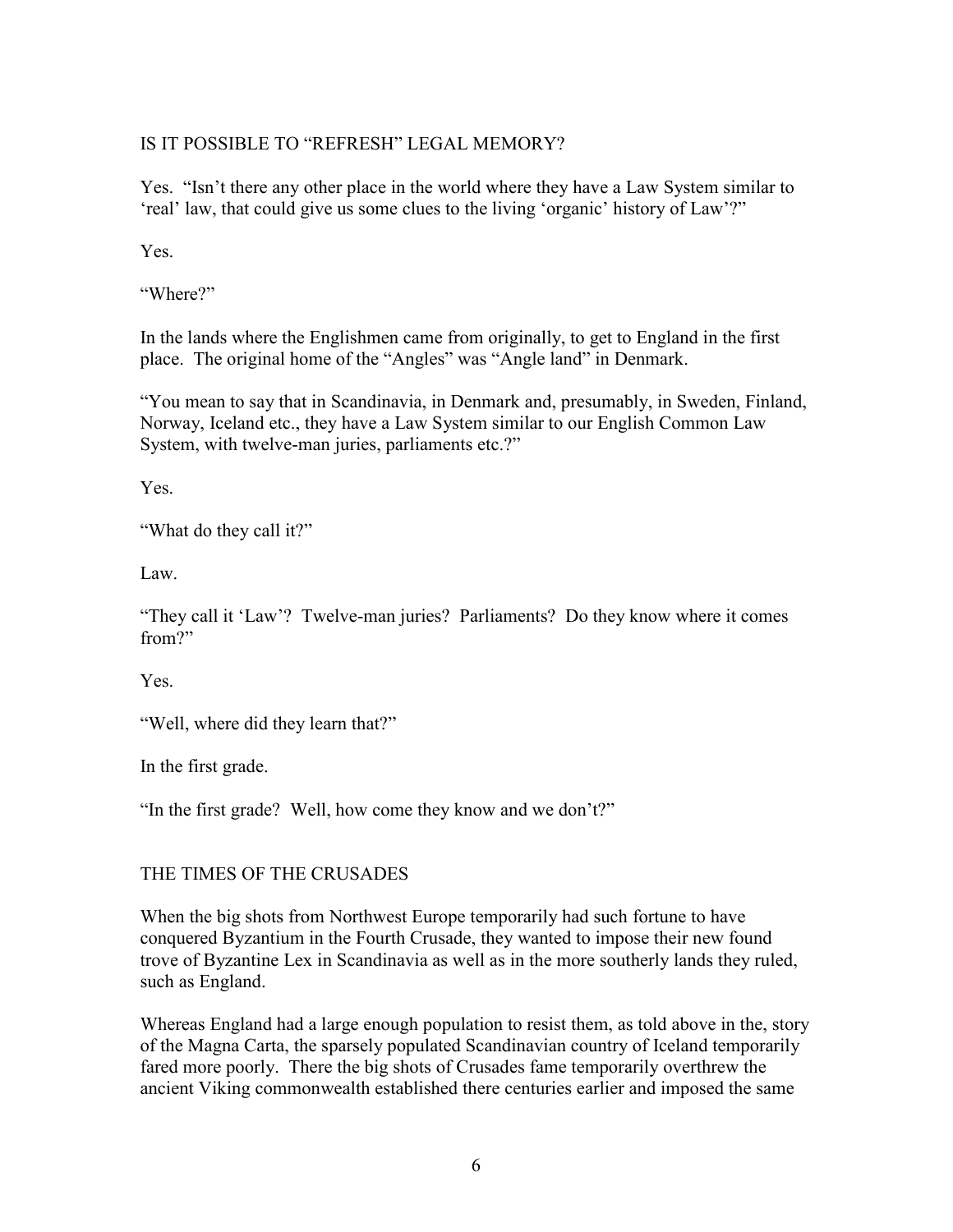## IS IT POSSIBLE TO "REFRESH" LEGAL MEMORY?

Yes. "Isn't there any other place in the world where they have a Law System similar to 'real' law, that could give us some clues to the living 'organic' history of Law'?"

Yes.

"Where?"

In the lands where the Englishmen came from originally, to get to England in the first place. The original home of the "Angles" was "Angle land" in Denmark.

"You mean to say that in Scandinavia, in Denmark and, presumably, in Sweden, Finland, Norway, Iceland etc., they have a Law System similar to our English Common Law System, with twelve-man juries, parliaments etc.?"

Yes.

"What do they call it?"

Law.

"They call it 'Law'? Twelve-man juries? Parliaments? Do they know where it comes from?"

Yes.

"Well, where did they learn that?"

In the first grade.

"In the first grade? Well, how come they know and we don't?"

## THE TIMES OF THE CRUSADES

When the big shots from Northwest Europe temporarily had such fortune to have conquered Byzantium in the Fourth Crusade, they wanted to impose their new found trove of Byzantine Lex in Scandinavia as well as in the more southerly lands they ruled, such as England.

Whereas England had a large enough population to resist them, as told above in the, story of the Magna Carta, the sparsely populated Scandinavian country of Iceland temporarily fared more poorly. There the big shots of Crusades fame temporarily overthrew the ancient Viking commonwealth established there centuries earlier and imposed the same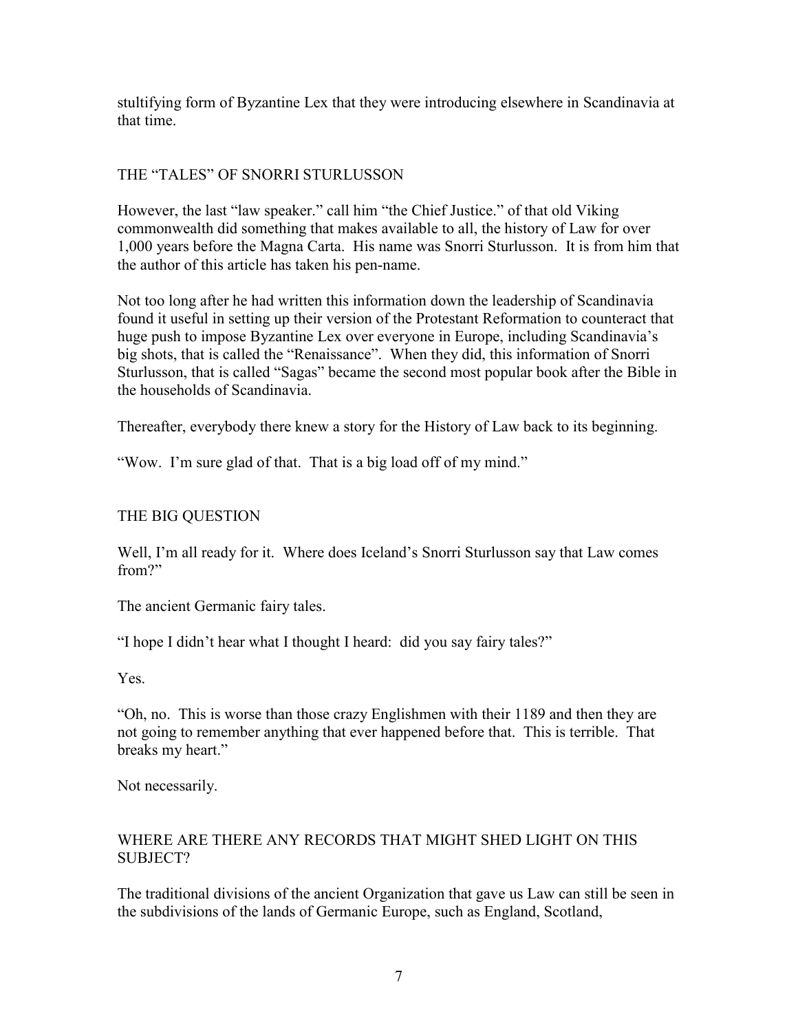stultifying form of Byzantine Lex that they were introducing elsewhere in Scandinavia at that time.

## THE "TALES" OF SNORRI STURLUSSON

However, the last "law speaker." call him "the Chief Justice." of that old Viking commonwealth did something that makes available to all, the history of Law for over 1,000 years before the Magna Carta. His name was Snorri Sturlusson. It is from him that the author of this article has taken his pen-name.

Not too long after he had written this information down the leadership of Scandinavia found it useful in setting up their version of the Protestant Reformation to counteract that huge push to impose Byzantine Lex over everyone in Europe, including Scandinavia's big shots, that is called the "Renaissance". When they did, this information of Snorri Sturlusson, that is called "Sagas" became the second most popular book after the Bible in the households of Scandinavia.

Thereafter, everybody there knew a story for the History of Law back to its beginning.

"Wow. I'm sure glad of that. That is a big load off of my mind."

## THE BIG QUESTION

Well, I'm all ready for it. Where does Iceland's Snorri Sturlusson say that Law comes from?"

The ancient Germanic fairy tales.

"I hope I didn't hear what I thought I heard: did you say fairy tales?"

Yes.

"Oh, no. This is worse than those crazy Englishmen with their 1189 and then they are not going to remember anything that ever happened before that. This is terrible. That breaks my heart."

Not necessarily.

## WHERE ARE THERE ANY RECORDS THAT MIGHT SHED LIGHT ON THIS SUBJECT?

The traditional divisions of the ancient Organization that gave us Law can still be seen in the subdivisions of the lands of Germanic Europe, such as England, Scotland,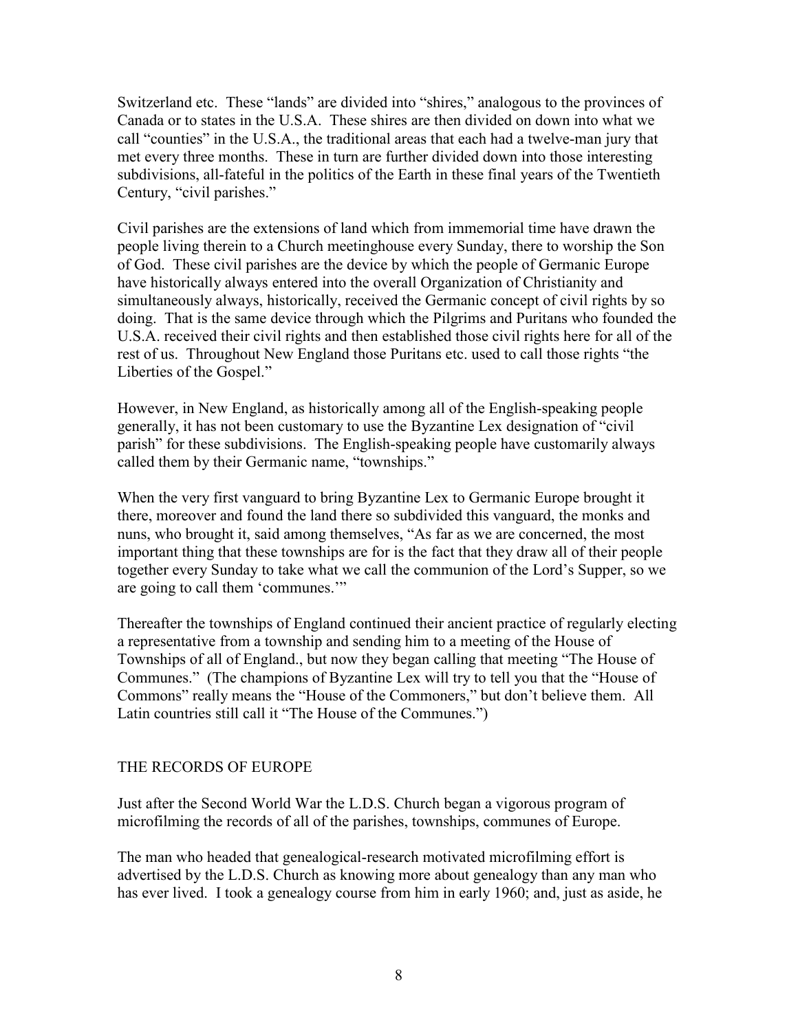Switzerland etc. These "lands" are divided into "shires," analogous to the provinces of Canada or to states in the U.S.A. These shires are then divided on down into what we call "counties" in the U.S.A., the traditional areas that each had a twelve-man jury that met every three months. These in turn are further divided down into those interesting subdivisions, all-fateful in the politics of the Earth in these final years of the Twentieth Century, "civil parishes."

Civil parishes are the extensions of land which from immemorial time have drawn the people living therein to a Church meetinghouse every Sunday, there to worship the Son of God. These civil parishes are the device by which the people of Germanic Europe have historically always entered into the overall Organization of Christianity and simultaneously always, historically, received the Germanic concept of civil rights by so doing. That is the same device through which the Pilgrims and Puritans who founded the U.S.A. received their civil rights and then established those civil rights here for all of the rest of us. Throughout New England those Puritans etc. used to call those rights "the Liberties of the Gospel."

However, in New England, as historically among all of the English-speaking people generally, it has not been customary to use the Byzantine Lex designation of "civil parish" for these subdivisions. The English-speaking people have customarily always called them by their Germanic name, "townships."

When the very first vanguard to bring Byzantine Lex to Germanic Europe brought it there, moreover and found the land there so subdivided this vanguard, the monks and nuns, who brought it, said among themselves, "As far as we are concerned, the most important thing that these townships are for is the fact that they draw all of their people together every Sunday to take what we call the communion of the Lord's Supper, so we are going to call them 'communes.'"

Thereafter the townships of England continued their ancient practice of regularly electing a representative from a township and sending him to a meeting of the House of Townships of all of England., but now they began calling that meeting "The House of Communes." (The champions of Byzantine Lex will try to tell you that the "House of Commons" really means the "House of the Commoners," but don't believe them. All Latin countries still call it "The House of the Communes.")

## THE RECORDS OF EUROPE

Just after the Second World War the L.D.S. Church began a vigorous program of microfilming the records of all of the parishes, townships, communes of Europe.

The man who headed that genealogical-research motivated microfilming effort is advertised by the L.D.S. Church as knowing more about genealogy than any man who has ever lived. I took a genealogy course from him in early 1960; and, just as aside, he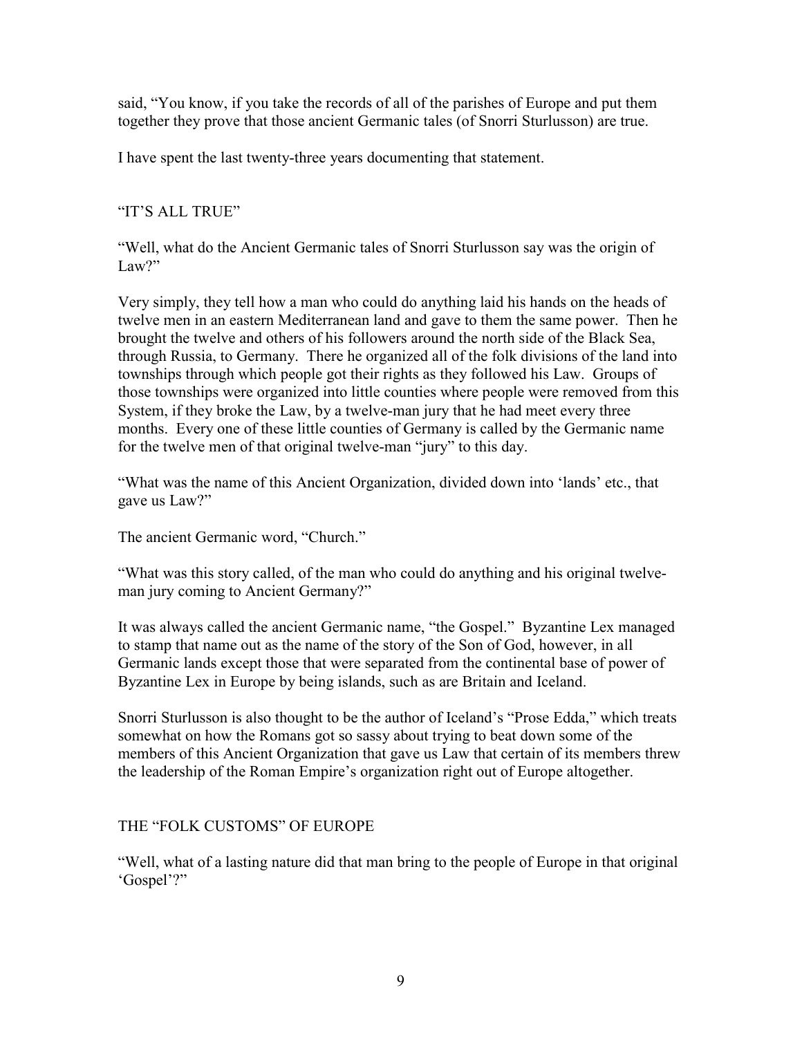said, "You know, if you take the records of all of the parishes of Europe and put them together they prove that those ancient Germanic tales (of Snorri Sturlusson) are true.

I have spent the last twenty-three years documenting that statement.

## "IT'S ALL TRUE"

"Well, what do the Ancient Germanic tales of Snorri Sturlusson say was the origin of Law?"

Very simply, they tell how a man who could do anything laid his hands on the heads of twelve men in an eastern Mediterranean land and gave to them the same power. Then he brought the twelve and others of his followers around the north side of the Black Sea, through Russia, to Germany. There he organized all of the folk divisions of the land into townships through which people got their rights as they followed his Law. Groups of those townships were organized into little counties where people were removed from this System, if they broke the Law, by a twelve-man jury that he had meet every three months. Every one of these little counties of Germany is called by the Germanic name for the twelve men of that original twelve-man "jury" to this day.

"What was the name of this Ancient Organization, divided down into 'lands' etc., that gave us Law?"

The ancient Germanic word, "Church."

"What was this story called, of the man who could do anything and his original twelve-man jury coming to Ancient Germany?"

It was always called the ancient Germanic name, "the Gospel." Byzantine Lex managed to stamp that name out as the name of the story of the Son of God, however, in all Germanic lands except those that were separated from the continental base of power of Byzantine Lex in Europe by being islands, such as are Britain and Iceland.

Snorri Sturlusson is also thought to be the author of Iceland's "Prose Edda," which treats somewhat on how the Romans got so sassy about trying to beat down some of the members of this Ancient Organization that gave us Law that certain of its members threw the leadership of the Roman Empire's organization right out of Europe altogether.

## THE "FOLK CUSTOMS" OF EUROPE

"Well, what of a lasting nature did that man bring to the people of Europe in that original 'Gospel'?"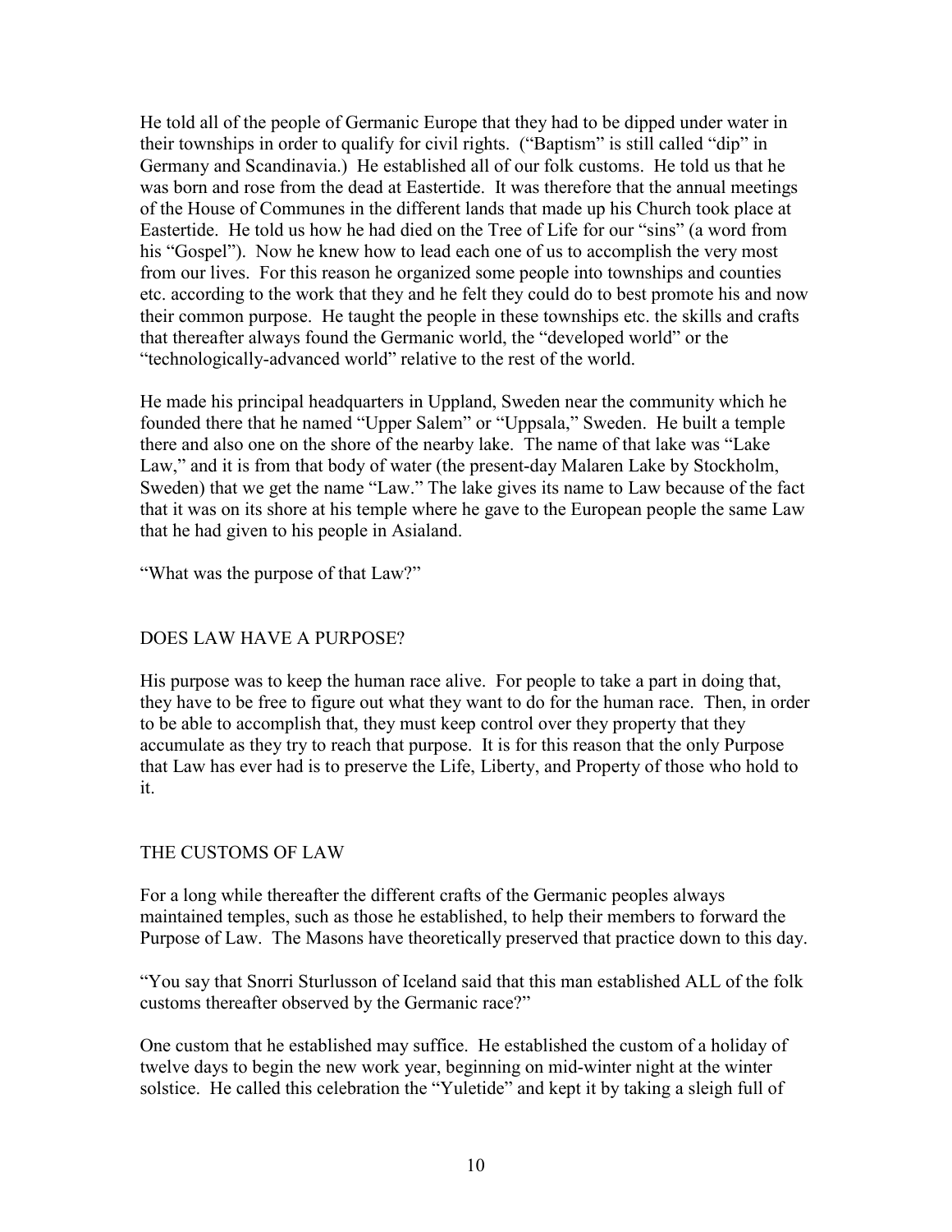He told all of the people of Germanic Europe that they had to be dipped under water in their townships in order to qualify for civil rights. ("Baptism" is still called "dip" in Germany and Scandinavia.) He established all of our folk customs. He told us that he was born and rose from the dead at Eastertide. It was therefore that the annual meetings of the House of Communes in the different lands that made up his Church took place at Eastertide. He told us how he had died on the Tree of Life for our "sins" (a word from his "Gospel"). Now he knew how to lead each one of us to accomplish the very most from our lives. For this reason he organized some people into townships and counties etc. according to the work that they and he felt they could do to best promote his and now their common purpose. He taught the people in these townships etc. the skills and crafts that thereafter always found the Germanic world, the "developed world" or the "technologically-advanced world" relative to the rest of the world.

He made his principal headquarters in Uppland, Sweden near the community which he founded there that he named "Upper Salem" or "Uppsala," Sweden. He built a temple there and also one on the shore of the nearby lake. The name of that lake was "Lake Law," and it is from that body of water (the present-day Malaren Lake by Stockholm, Sweden) that we get the name "Law." The lake gives its name to Law because of the fact that it was on its shore at his temple where he gave to the European people the same Law that he had given to his people in Asialand.

"What was the purpose of that Law?"

## DOES LAW HAVE A PURPOSE?

His purpose was to keep the human race alive. For people to take a part in doing that, they have to be free to figure out what they want to do for the human race. Then, in order to be able to accomplish that, they must keep control over they property that they accumulate as they try to reach that purpose. It is for this reason that the only Purpose that Law has ever had is to preserve the Life, Liberty, and Property of those who hold to it.

## THE CUSTOMS OF LAW

For a long while thereafter the different crafts of the Germanic peoples always maintained temples, such as those he established, to help their members to forward the Purpose of Law. The Masons have theoretically preserved that practice down to this day.

"You say that Snorri Sturlusson of Iceland said that this man established ALL of the folk customs thereafter observed by the Germanic race?"

One custom that he established may suffice. He established the custom of a holiday of twelve days to begin the new work year, beginning on mid-winter night at the winter solstice. He called this celebration the "Yuletide" and kept it by taking a sleigh full of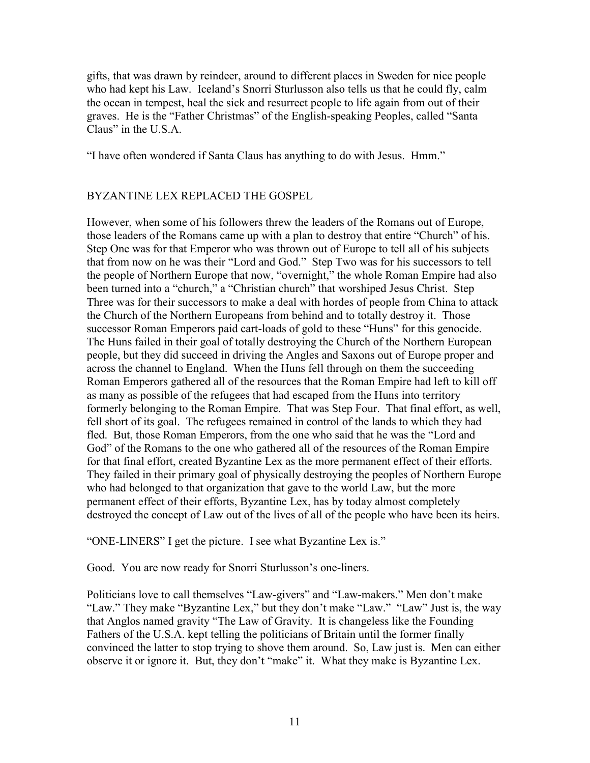gifts, that was drawn by reindeer, around to different places in Sweden for nice people who had kept his Law. Iceland's Snorri Sturlusson also tells us that he could fly, calm the ocean in tempest, heal the sick and resurrect people to life again from out of their graves. He is the "Father Christmas" of the English-speaking Peoples, called "Santa Claus" in the U.S.A.

"I have often wondered if Santa Claus has anything to do with Jesus. Hmm."

## BYZANTINE LEX REPLACED THE GOSPEL

However, when some of his followers threw the leaders of the Romans out of Europe, those leaders of the Romans came up with a plan to destroy that entire "Church" of his. Step One was for that Emperor who was thrown out of Europe to tell all of his subjects that from now on he was their "Lord and God." Step Two was for his successors to tell the people of Northern Europe that now, "overnight," the whole Roman Empire had also been turned into a "church," a "Christian church" that worshiped Jesus Christ. Step Three was for their successors to make a deal with hordes of people from China to attack the Church of the Northern Europeans from behind and to totally destroy it. Those successor Roman Emperors paid cart-loads of gold to these "Huns" for this genocide. The Huns failed in their goal of totally destroying the Church of the Northern European people, but they did succeed in driving the Angles and Saxons out of Europe proper and across the channel to England. When the Huns fell through on them the succeeding Roman Emperors gathered all of the resources that the Roman Empire had left to kill off as many as possible of the refugees that had escaped from the Huns into territory formerly belonging to the Roman Empire. That was Step Four. That final effort, as well, fell short of its goal. The refugees remained in control of the lands to which they had fled. But, those Roman Emperors, from the one who said that he was the "Lord and God" of the Romans to the one who gathered all of the resources of the Roman Empire for that final effort, created Byzantine Lex as the more permanent effect of their efforts. They failed in their primary goal of physically destroying the peoples of Northern Europe who had belonged to that organization that gave to the world Law, but the more permanent effect of their efforts, Byzantine Lex, has by today almost completely destroyed the concept of Law out of the lives of all of the people who have been its heirs.

"ONE-LINERS" I get the picture. I see what Byzantine Lex is."

Good. You are now ready for Snorri Sturlusson's one-liners.

Politicians love to call themselves "Law-givers" and "Law-makers." Men don't make "Law." They make "Byzantine Lex," but they don't make "Law." "Law" Just is, the way that Anglos named gravity "The Law of Gravity. It is changeless like the Founding Fathers of the U.S.A. kept telling the politicians of Britain until the former finally convinced the latter to stop trying to shove them around. So, Law just is. Men can either observe it or ignore it. But, they don't "make" it. What they make is Byzantine Lex.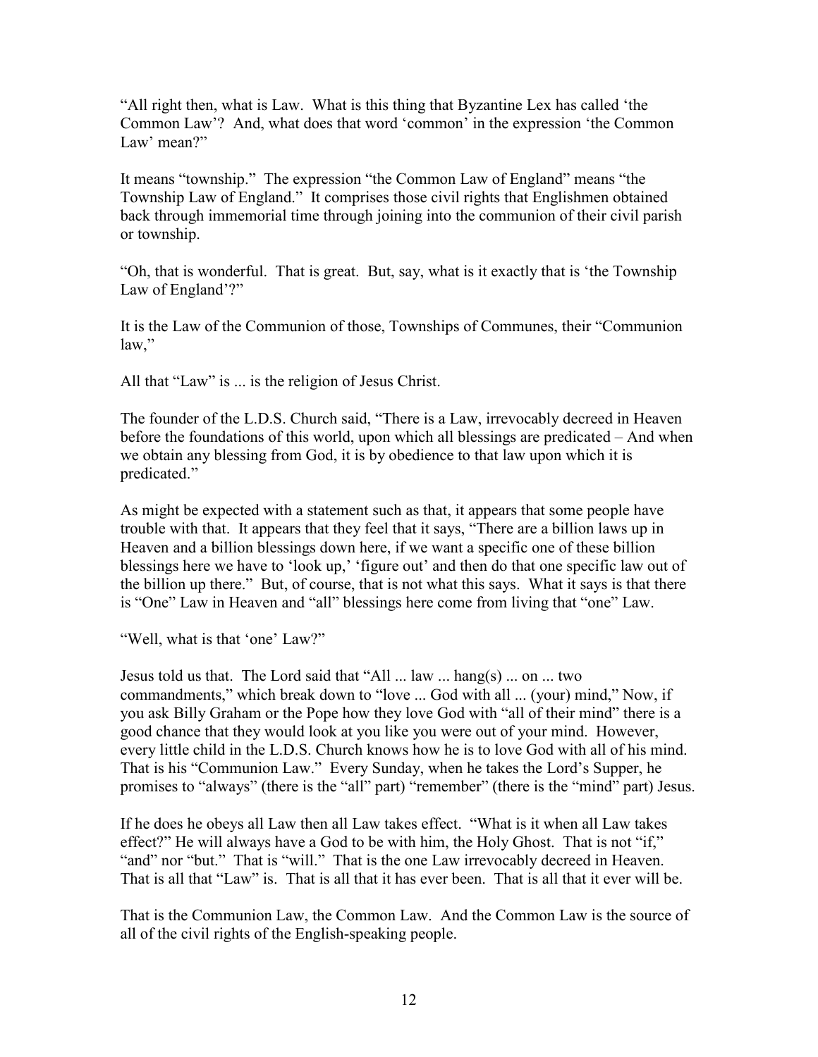"All right then, what is Law. What is this thing that Byzantine Lex has called 'the Common Law'? And, what does that word 'common' in the expression 'the Common Law' mean?"

It means "township." The expression "the Common Law of England" means "the Township Law of England." It comprises those civil rights that Englishmen obtained back through immemorial time through joining into the communion of their civil parish or township.

"Oh, that is wonderful. That is great. But, say, what is it exactly that is 'the Township Law of England'?"

It is the Law of the Communion of those, Townships of Communes, their "Communion law,"

All that "Law" is ... is the religion of Jesus Christ.

The founder of the L.D.S. Church said, "There is a Law, irrevocably decreed in Heaven before the foundations of this world, upon which all blessings are predicated – And when we obtain any blessing from God, it is by obedience to that law upon which it is predicated."

As might be expected with a statement such as that, it appears that some people have trouble with that. It appears that they feel that it says, "There are a billion laws up in Heaven and a billion blessings down here, if we want a specific one of these billion blessings here we have to 'look up,' 'figure out' and then do that one specific law out of the billion up there." But, of course, that is not what this says. What it says is that there is "One" Law in Heaven and "all" blessings here come from living that "one" Law.

"Well, what is that 'one' Law?"

Jesus told us that. The Lord said that "All ... law ... hang(s) ... on ... two commandments," which break down to "love ... God with all ... (your) mind," Now, if you ask Billy Graham or the Pope how they love God with "all of their mind" there is a good chance that they would look at you like you were out of your mind. However, every little child in the L.D.S. Church knows how he is to love God with all of his mind. That is his "Communion Law." Every Sunday, when he takes the Lord's Supper, he promises to "always" (there is the "all" part) "remember" (there is the "mind" part) Jesus.

If he does he obeys all Law then all Law takes effect. "What is it when all Law takes effect?" He will always have a God to be with him, the Holy Ghost. That is not "if," "and" nor "but." That is "will." That is the one Law irrevocably decreed in Heaven. That is all that "Law" is. That is all that it has ever been. That is all that it ever will be.

That is the Communion Law, the Common Law. And the Common Law is the source of all of the civil rights of the English-speaking people.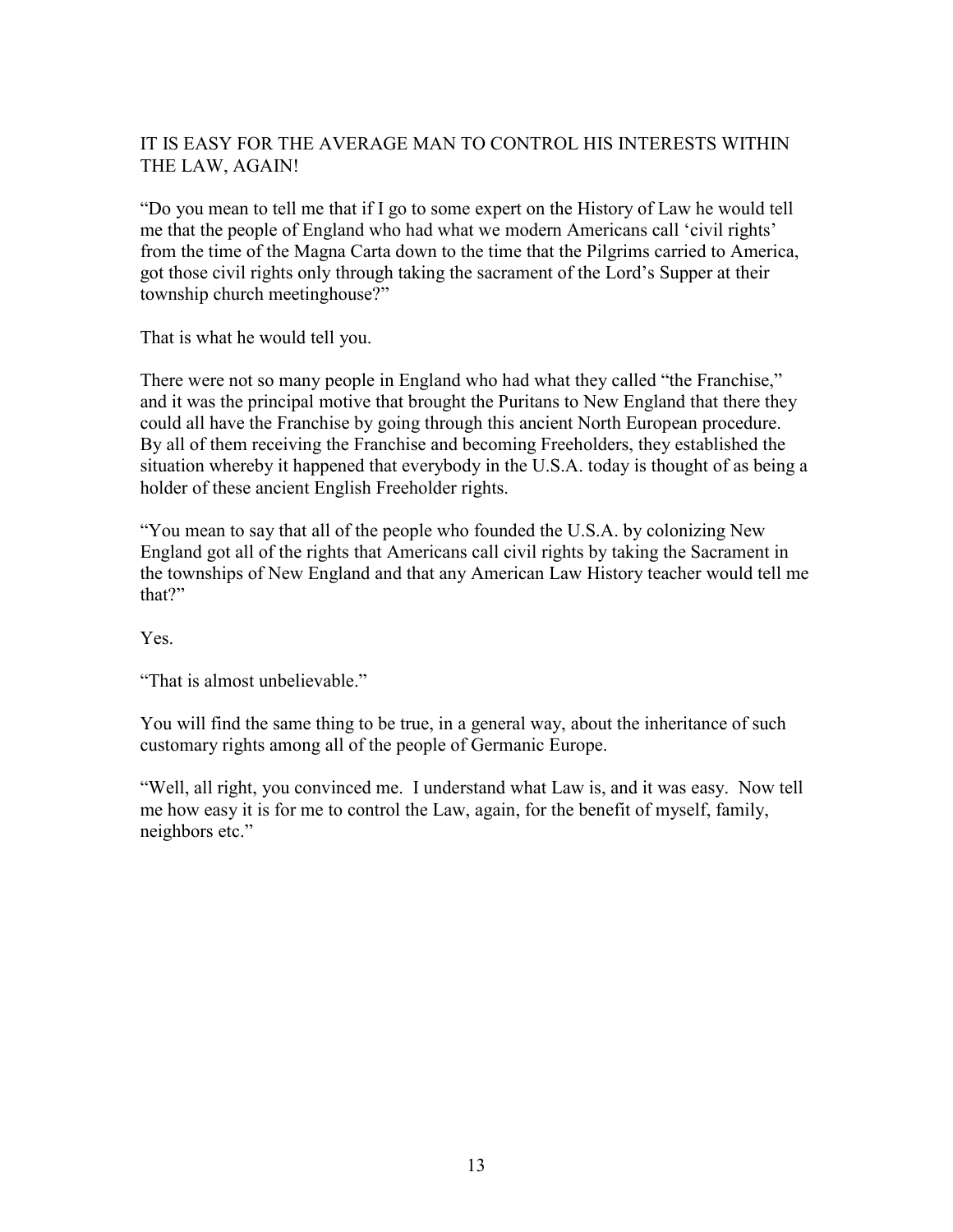## IT IS EASY FOR THE AVERAGE MAN TO CONTROL HIS INTERESTS WITHIN THE LAW, AGAIN!

"Do you mean to tell me that if I go to some expert on the History of Law he would tell me that the people of England who had what we modern Americans call 'civil rights' from the time of the Magna Carta down to the time that the Pilgrims carried to America, got those civil rights only through taking the sacrament of the Lord's Supper at their township church meetinghouse?"

That is what he would tell you.

There were not so many people in England who had what they called "the Franchise," and it was the principal motive that brought the Puritans to New England that there they could all have the Franchise by going through this ancient North European procedure. By all of them receiving the Franchise and becoming Freeholders, they established the situation whereby it happened that everybody in the U.S.A. today is thought of as being a holder of these ancient English Freeholder rights.

"You mean to say that all of the people who founded the U.S.A. by colonizing New England got all of the rights that Americans call civil rights by taking the Sacrament in the townships of New England and that any American Law History teacher would tell me that?"

Yes.

"That is almost unbelievable."

You will find the same thing to be true, in a general way, about the inheritance of such customary rights among all of the people of Germanic Europe.

"Well, all right, you convinced me. I understand what Law is, and it was easy. Now tell me how easy it is for me to control the Law, again, for the benefit of myself, family, neighbors etc."